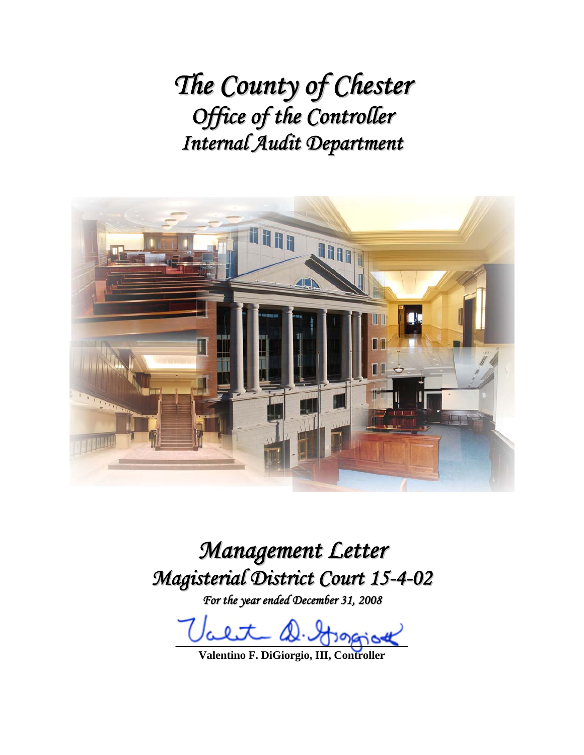# *The County of Chester*
## *Office of the Controller*
## *Internal Audit Department*

# *Management Letter*
## *Magisterial District Court 15-4-02*

*For the year ended December 31, 2008*

**Valentino F. DiGiorgio, III, Controller**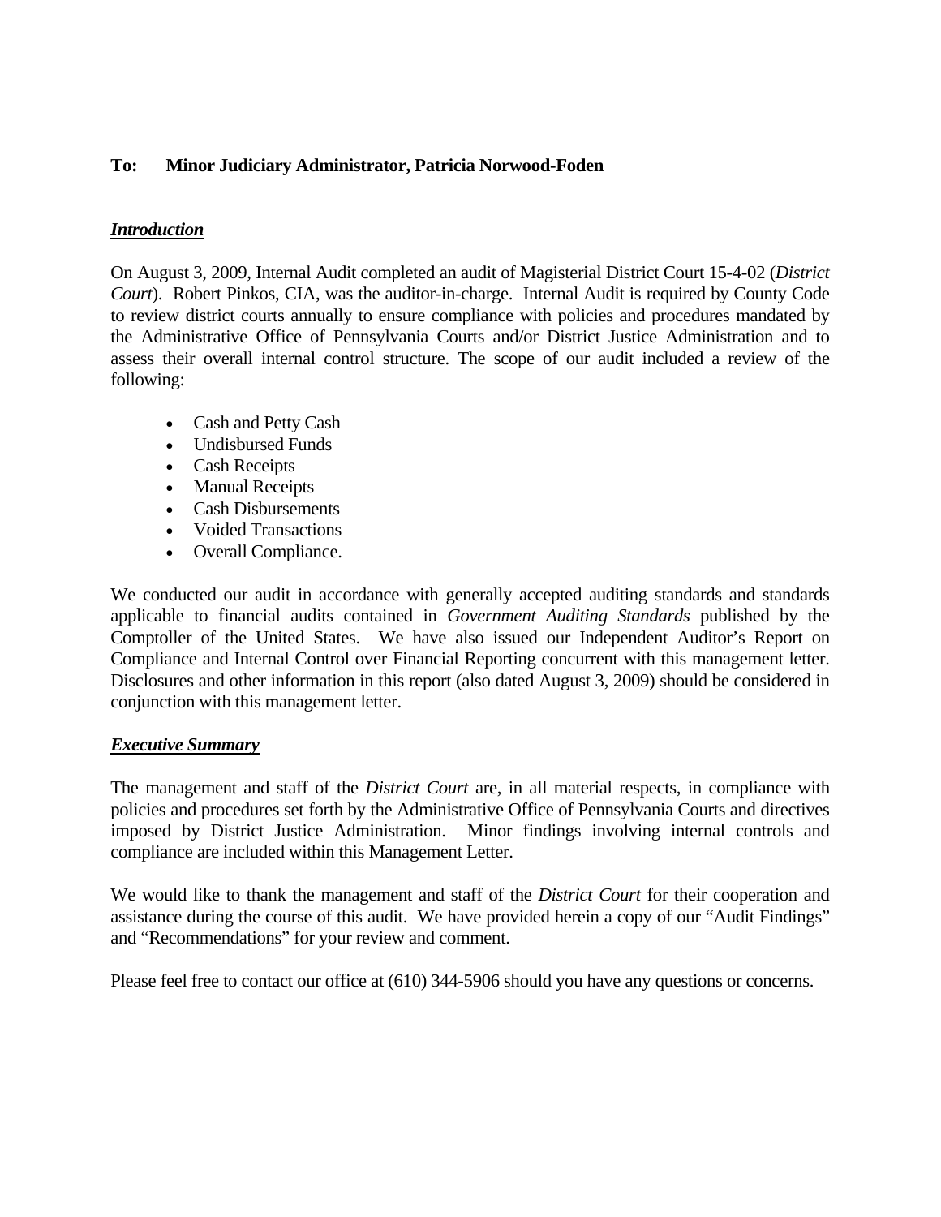**To: Minor Judiciary Administrator, Patricia Norwood-Foden**

***Introduction***

On August 3, 2009, Internal Audit completed an audit of Magisterial District Court 15-4-02 (*District Court*). Robert Pinkos, CIA, was the auditor-in-charge. Internal Audit is required by County Code to review district courts annually to ensure compliance with policies and procedures mandated by the Administrative Office of Pennsylvania Courts and/or District Justice Administration and to assess their overall internal control structure. The scope of our audit included a review of the following:

- Cash and Petty Cash
- Undisbursed Funds
- Cash Receipts
- Manual Receipts
- Cash Disbursements
- Voided Transactions
- Overall Compliance.

We conducted our audit in accordance with generally accepted auditing standards and standards applicable to financial audits contained in *Government Auditing Standards* published by the Comptoller of the United States. We have also issued our Independent Auditor's Report on Compliance and Internal Control over Financial Reporting concurrent with this management letter. Disclosures and other information in this report (also dated August 3, 2009) should be considered in conjunction with this management letter.

***Executive Summary***

The management and staff of the *District Court* are, in all material respects, in compliance with policies and procedures set forth by the Administrative Office of Pennsylvania Courts and directives imposed by District Justice Administration. Minor findings involving internal controls and compliance are included within this Management Letter.

We would like to thank the management and staff of the *District Court* for their cooperation and assistance during the course of this audit. We have provided herein a copy of our "Audit Findings" and "Recommendations" for your review and comment.

Please feel free to contact our office at (610) 344-5906 should you have any questions or concerns.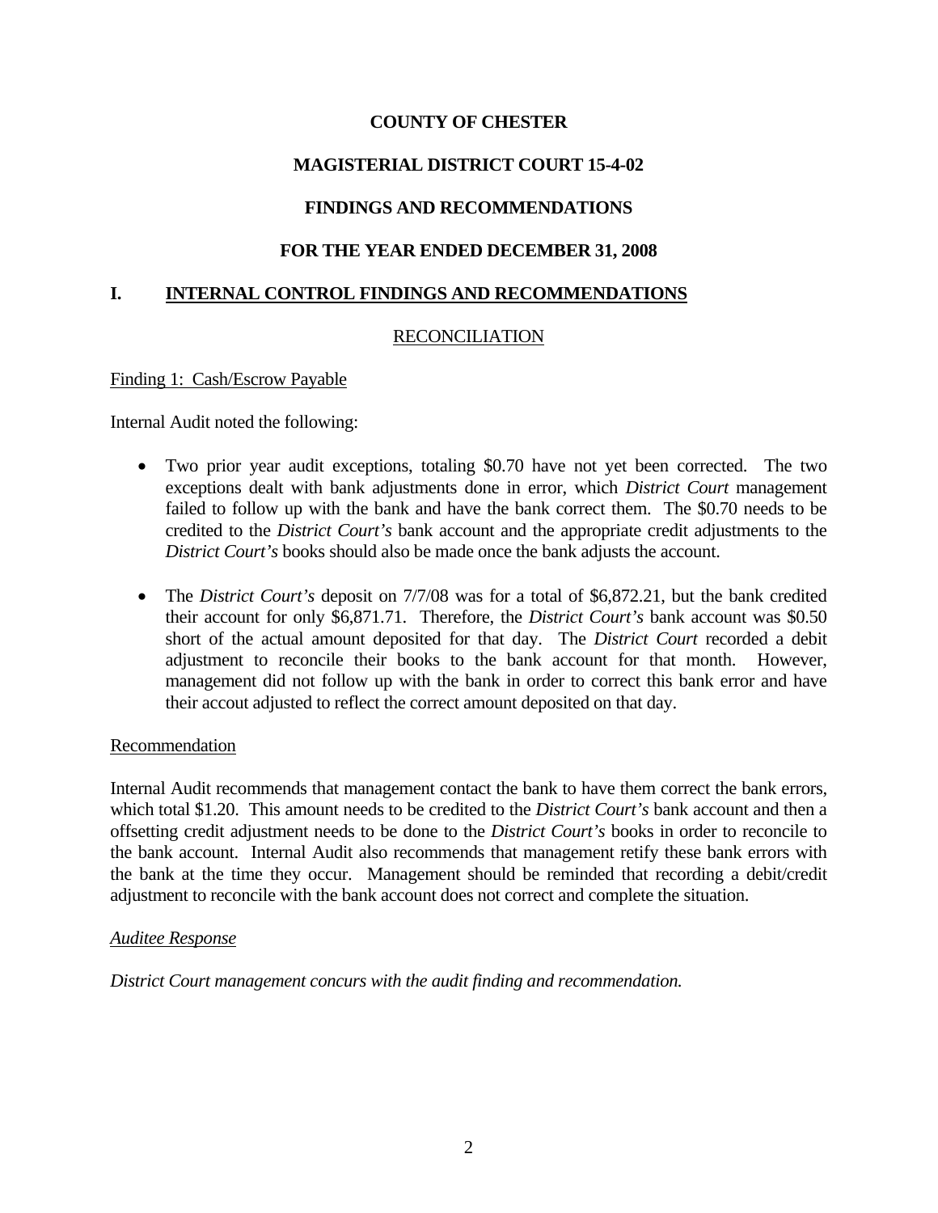**COUNTY OF CHESTER**

**MAGISTERIAL DISTRICT COURT 15-4-02**

**FINDINGS AND RECOMMENDATIONS**

**FOR THE YEAR ENDED DECEMBER 31, 2008**

## I. INTERNAL CONTROL FINDINGS AND RECOMMENDATIONS

RECONCILIATION

Finding 1: Cash/Escrow Payable

Internal Audit noted the following:

- Two prior year audit exceptions, totaling $0.70 have not yet been corrected. The two exceptions dealt with bank adjustments done in error, which *District Court* management failed to follow up with the bank and have the bank correct them. The $0.70 needs to be credited to the *District Court's* bank account and the appropriate credit adjustments to the *District Court's* books should also be made once the bank adjusts the account.

- The *District Court's* deposit on 7/7/08 was for a total of $6,872.21, but the bank credited their account for only $6,871.71. Therefore, the *District Court's* bank account was $0.50 short of the actual amount deposited for that day. The *District Court* recorded a debit adjustment to reconcile their books to the bank account for that month. However, management did not follow up with the bank in order to correct this bank error and have their accout adjusted to reflect the correct amount deposited on that day.

Recommendation

Internal Audit recommends that management contact the bank to have them correct the bank errors, which total $1.20. This amount needs to be credited to the *District Court's* bank account and then a offsetting credit adjustment needs to be done to the *District Court's* books in order to reconcile to the bank account. Internal Audit also recommends that management retify these bank errors with the bank at the time they occur. Management should be reminded that recording a debit/credit adjustment to reconcile with the bank account does not correct and complete the situation.

*Auditee Response*

*District Court management concurs with the audit finding and recommendation.*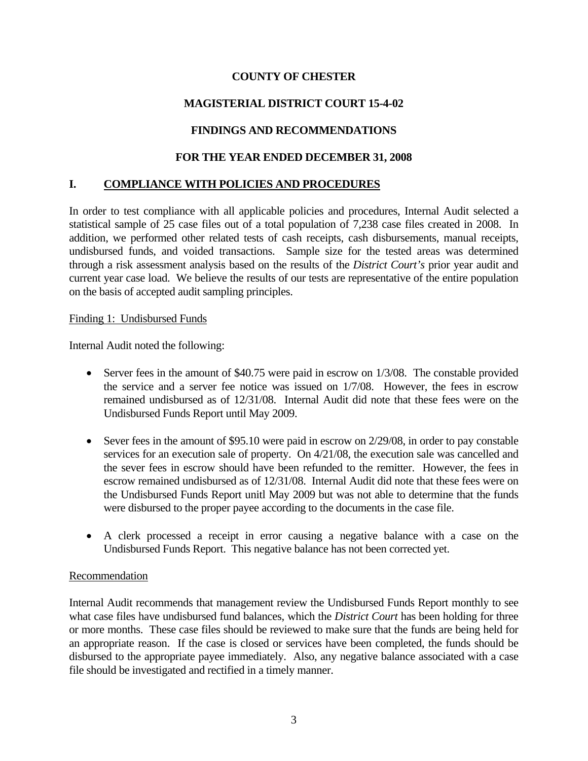**COUNTY OF CHESTER**

**MAGISTERIAL DISTRICT COURT 15-4-02**

**FINDINGS AND RECOMMENDATIONS**

**FOR THE YEAR ENDED DECEMBER 31, 2008**

## I. COMPLIANCE WITH POLICIES AND PROCEDURES

In order to test compliance with all applicable policies and procedures, Internal Audit selected a statistical sample of 25 case files out of a total population of 7,238 case files created in 2008. In addition, we performed other related tests of cash receipts, cash disbursements, manual receipts, undisbursed funds, and voided transactions. Sample size for the tested areas was determined through a risk assessment analysis based on the results of the *District Court's* prior year audit and current year case load. We believe the results of our tests are representative of the entire population on the basis of accepted audit sampling principles.

Finding 1: Undisbursed Funds

Internal Audit noted the following:

- Server fees in the amount of $40.75 were paid in escrow on 1/3/08. The constable provided the service and a server fee notice was issued on 1/7/08. However, the fees in escrow remained undisbursed as of 12/31/08. Internal Audit did note that these fees were on the Undisbursed Funds Report until May 2009.
- Sever fees in the amount of $95.10 were paid in escrow on 2/29/08, in order to pay constable services for an execution sale of property. On 4/21/08, the execution sale was cancelled and the sever fees in escrow should have been refunded to the remitter. However, the fees in escrow remained undisbursed as of 12/31/08. Internal Audit did note that these fees were on the Undisbursed Funds Report unitl May 2009 but was not able to determine that the funds were disbursed to the proper payee according to the documents in the case file.
- A clerk processed a receipt in error causing a negative balance with a case on the Undisbursed Funds Report. This negative balance has not been corrected yet.

Recommendation

Internal Audit recommends that management review the Undisbursed Funds Report monthly to see what case files have undisbursed fund balances, which the *District Court* has been holding for three or more months. These case files should be reviewed to make sure that the funds are being held for an appropriate reason. If the case is closed or services have been completed, the funds should be disbursed to the appropriate payee immediately. Also, any negative balance associated with a case file should be investigated and rectified in a timely manner.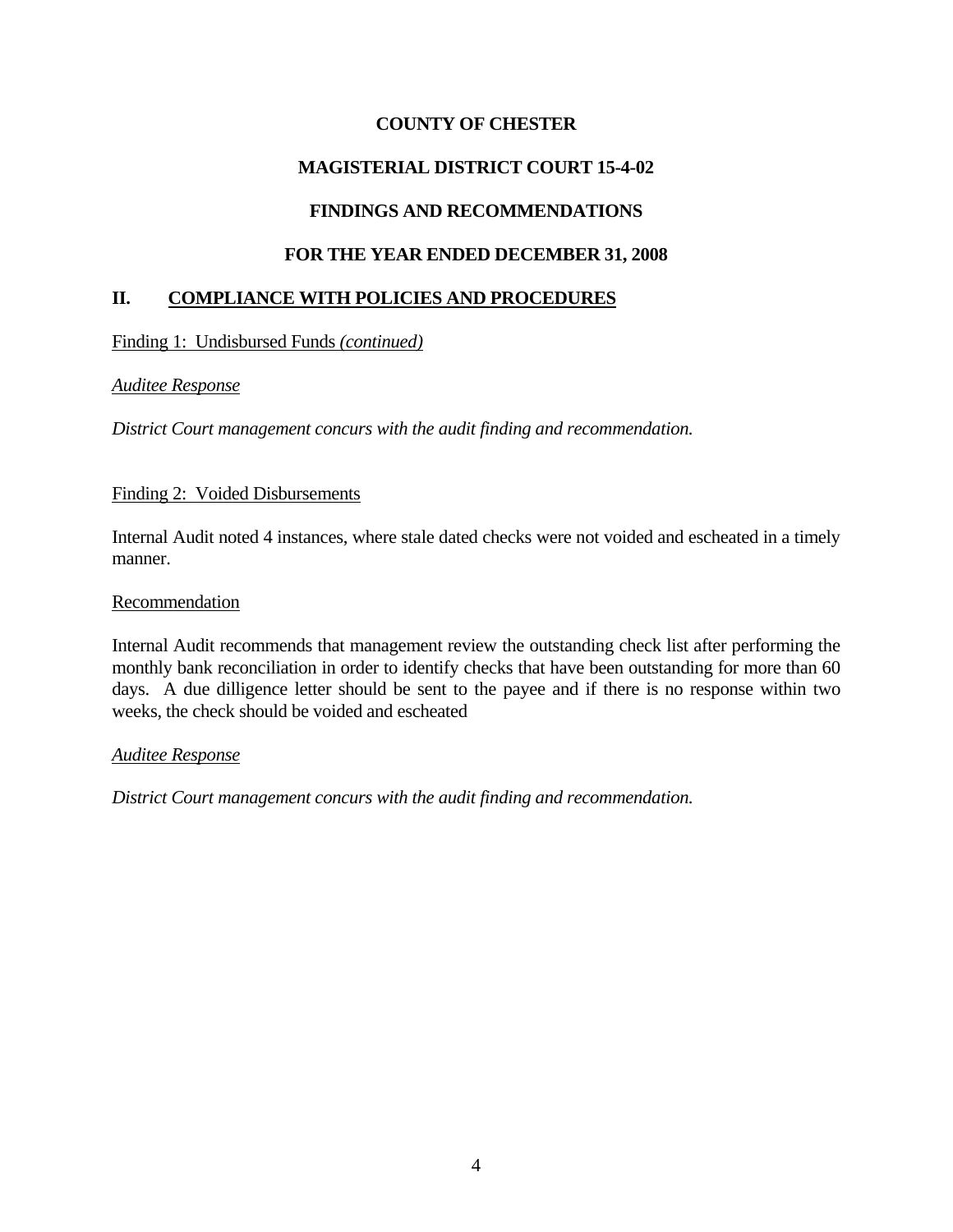**COUNTY OF CHESTER**

**MAGISTERIAL DISTRICT COURT 15-4-02**

**FINDINGS AND RECOMMENDATIONS**

**FOR THE YEAR ENDED DECEMBER 31, 2008**

## II. COMPLIANCE WITH POLICIES AND PROCEDURES

Finding 1: Undisbursed Funds *(continued)*

*Auditee Response*

*District Court management concurs with the audit finding and recommendation.*

Finding 2: Voided Disbursements

Internal Audit noted 4 instances, where stale dated checks were not voided and escheated in a timely manner.

Recommendation

Internal Audit recommends that management review the outstanding check list after performing the monthly bank reconciliation in order to identify checks that have been outstanding for more than 60 days. A due dilligence letter should be sent to the payee and if there is no response within two weeks, the check should be voided and escheated

*Auditee Response*

*District Court management concurs with the audit finding and recommendation.*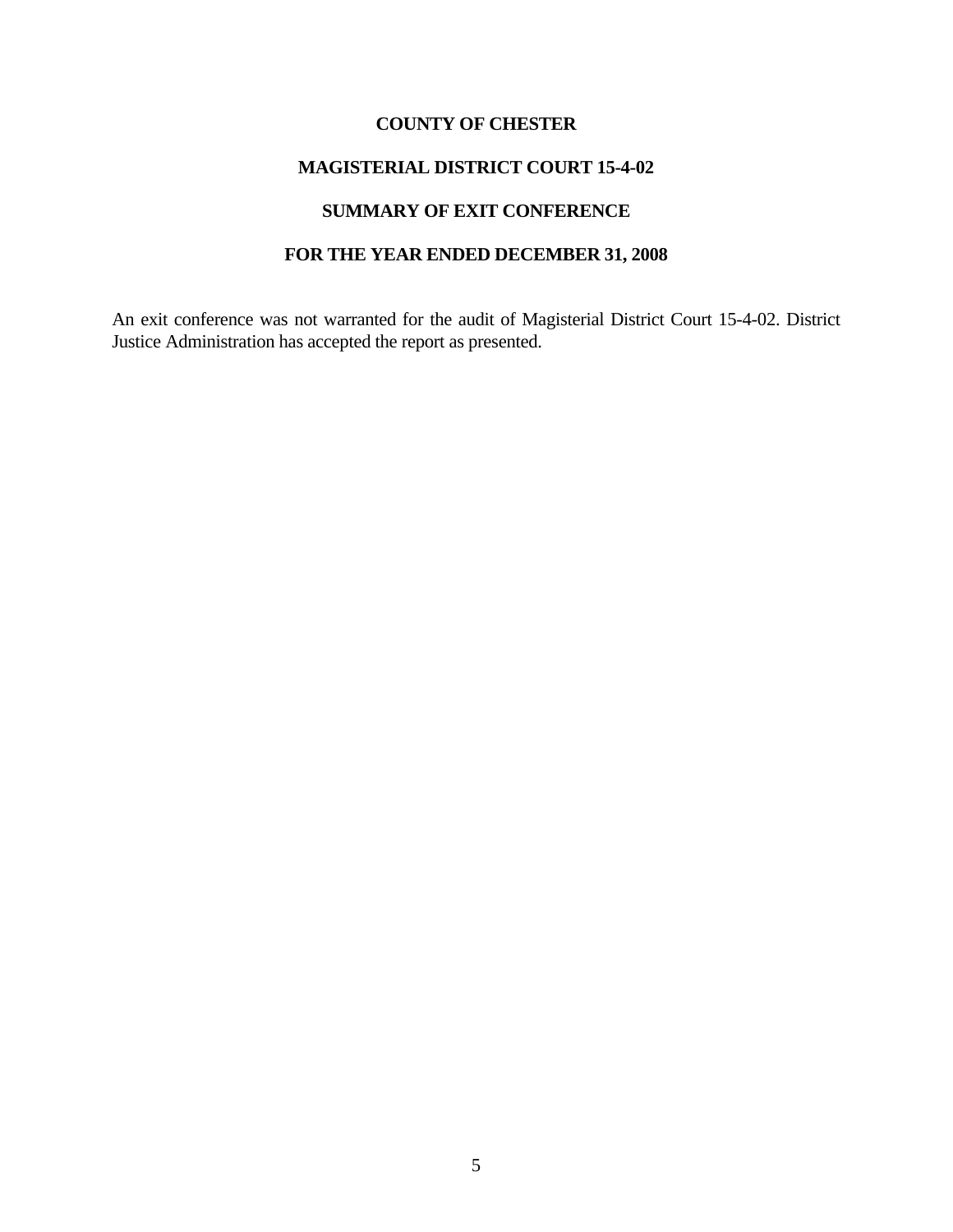**COUNTY OF CHESTER**

**MAGISTERIAL DISTRICT COURT 15-4-02**

**SUMMARY OF EXIT CONFERENCE**

**FOR THE YEAR ENDED DECEMBER 31, 2008**

An exit conference was not warranted for the audit of Magisterial District Court 15-4-02. District Justice Administration has accepted the report as presented.